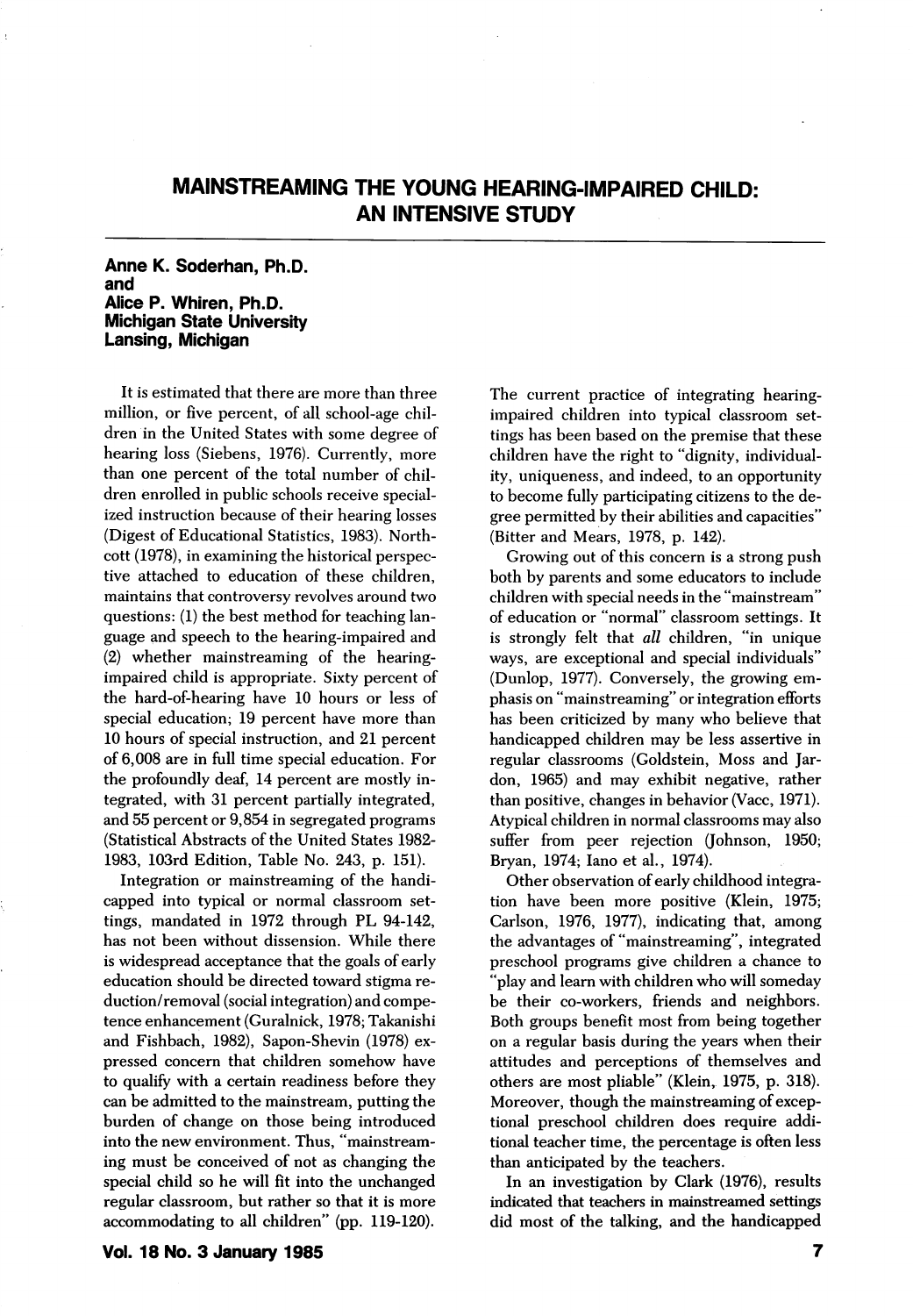# MAINSTREAMING THE YOUNG HEARING-IMPAIRED CHILD: AN INTENSIVE STUDY

**Anne K. Soderhan, Ph.D.**
**and**
**Alice P. Whiren, Ph.D.**
**Michigan State University**
**Lansing, Michigan**

It is estimated that there are more than three million, or five percent, of all school-age children in the United States with some degree of hearing loss (Siebens, 1976). Currently, more than one percent of the total number of children enrolled in public schools receive specialized instruction because of their hearing losses (Digest of Educational Statistics, 1983). Northcott (1978), in examining the historical perspective attached to education of these children, maintains that controversy revolves around two questions: (1) the best method for teaching language and speech to the hearing-impaired and (2) whether mainstreaming of the hearing-impaired child is appropriate. Sixty percent of the hard-of-hearing have 10 hours or less of special education; 19 percent have more than 10 hours of special instruction, and 21 percent of 6,008 are in full time special education. For the profoundly deaf, 14 percent are mostly integrated, with 31 percent partially integrated, and 55 percent or 9,854 in segregated programs (Statistical Abstracts of the United States 1982-1983, 103rd Edition, Table No. 243, p. 151).

Integration or mainstreaming of the handicapped into typical or normal classroom settings, mandated in 1972 through PL 94-142, has not been without dissension. While there is widespread acceptance that the goals of early education should be directed toward stigma reduction/removal (social integration) and competence enhancement (Guralnick, 1978; Takanishi and Fishbach, 1982), Sapon-Shevin (1978) expressed concern that children somehow have to qualify with a certain readiness before they can be admitted to the mainstream, putting the burden of change on those being introduced into the new environment. Thus, "mainstreaming must be conceived of not as changing the special child so he will fit into the unchanged regular classroom, but rather so that it is more accommodating to all children" (pp. 119-120). The current practice of integrating hearing-impaired children into typical classroom settings has been based on the premise that these children have the right to "dignity, individuality, uniqueness, and indeed, to an opportunity to become fully participating citizens to the degree permitted by their abilities and capacities" (Bitter and Mears, 1978, p. 142).

Growing out of this concern is a strong push both by parents and some educators to include children with special needs in the "mainstream" of education or "normal" classroom settings. It is strongly felt that *all* children, "in unique ways, are exceptional and special individuals" (Dunlop, 1977). Conversely, the growing emphasis on "mainstreaming" or integration efforts has been criticized by many who believe that handicapped children may be less assertive in regular classrooms (Goldstein, Moss and Jardon, 1965) and may exhibit negative, rather than positive, changes in behavior (Vacc, 1971). Atypical children in normal classrooms may also suffer from peer rejection (Johnson, 1950; Bryan, 1974; Iano et al., 1974).

Other observation of early childhood integration have been more positive (Klein, 1975; Carlson, 1976, 1977), indicating that, among the advantages of "mainstreaming", integrated preschool programs give children a chance to "play and learn with children who will someday be their co-workers, friends and neighbors. Both groups benefit most from being together on a regular basis during the years when their attitudes and perceptions of themselves and others are most pliable" (Klein, 1975, p. 318). Moreover, though the mainstreaming of exceptional preschool children does require additional teacher time, the percentage is often less than anticipated by the teachers.

In an investigation by Clark (1976), results indicated that teachers in mainstreamed settings did most of the talking, and the handicapped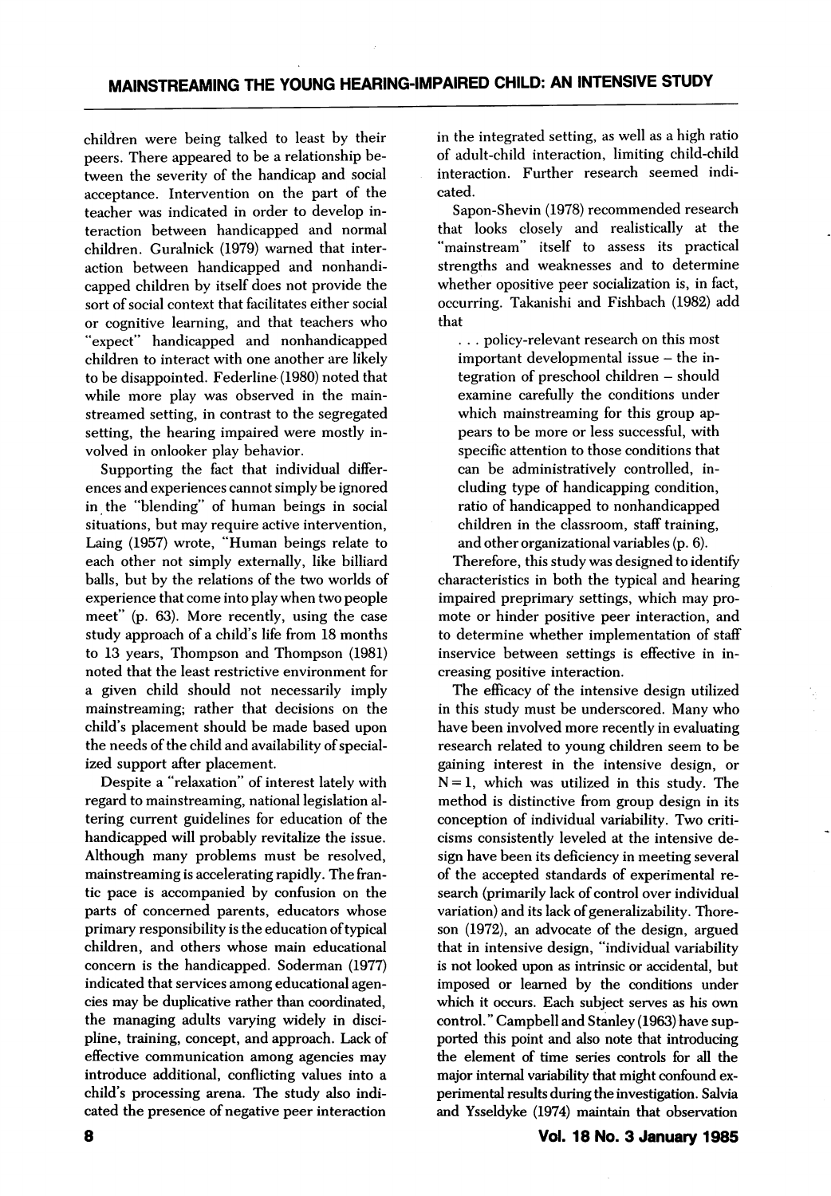children were being talked to least by their peers. There appeared to be a relationship between the severity of the handicap and social acceptance. Intervention on the part of the teacher was indicated in order to develop interaction between handicapped and normal children. Guralnick (1979) warned that interaction between handicapped and nonhandicapped children by itself does not provide the sort of social context that facilitates either social or cognitive learning, and that teachers who "expect" handicapped and nonhandicapped children to interact with one another are likely to be disappointed. Federline (1980) noted that while more play was observed in the mainstreamed setting, in contrast to the segregated setting, the hearing impaired were mostly involved in onlooker play behavior.

Supporting the fact that individual differences and experiences cannot simply be ignored in the "blending" of human beings in social situations, but may require active intervention, Laing (1957) wrote, "Human beings relate to each other not simply externally, like billiard balls, but by the relations of the two worlds of experience that come into play when two people meet" (p. 63). More recently, using the case study approach of a child's life from 18 months to 13 years, Thompson and Thompson (1981) noted that the least restrictive environment for a given child should not necessarily imply mainstreaming; rather that decisions on the child's placement should be made based upon the needs of the child and availability of specialized support after placement.

Despite a "relaxation" of interest lately with regard to mainstreaming, national legislation altering current guidelines for education of the handicapped will probably revitalize the issue. Although many problems must be resolved, mainstreaming is accelerating rapidly. The frantic pace is accompanied by confusion on the parts of concerned parents, educators whose primary responsibility is the education of typical children, and others whose main educational concern is the handicapped. Soderman (1977) indicated that services among educational agencies may be duplicative rather than coordinated, the managing adults varying widely in discipline, training, concept, and approach. Lack of effective communication among agencies may introduce additional, conflicting values into a child's processing arena. The study also indicated the presence of negative peer interaction in the integrated setting, as well as a high ratio of adult-child interaction, limiting child-child interaction. Further research seemed indicated.

Sapon-Shevin (1978) recommended research that looks closely and realistically at the "mainstream" itself to assess its practical strengths and weaknesses and to determine whether opositive peer socialization is, in fact, occurring. Takanishi and Fishbach (1982) add that

> . . . policy-relevant research on this most important developmental issue – the integration of preschool children – should examine carefully the conditions under which mainstreaming for this group appears to be more or less successful, with specific attention to those conditions that can be administratively controlled, including type of handicapping condition, ratio of handicapped to nonhandicapped children in the classroom, staff training, and other organizational variables (p. 6).

Therefore, this study was designed to identify characteristics in both the typical and hearing impaired preprimary settings, which may promote or hinder positive peer interaction, and to determine whether implementation of staff inservice between settings is effective in increasing positive interaction.

The efficacy of the intensive design utilized in this study must be underscored. Many who have been involved more recently in evaluating research related to young children seem to be gaining interest in the intensive design, or $N = 1$, which was utilized in this study. The method is distinctive from group design in its conception of individual variability. Two criticisms consistently leveled at the intensive design have been its deficiency in meeting several of the accepted standards of experimental research (primarily lack of control over individual variation) and its lack of generalizability. Thoreson (1972), an advocate of the design, argued that in intensive design, "individual variability is not looked upon as intrinsic or accidental, but imposed or learned by the conditions under which it occurs. Each subject serves as his own control." Campbell and Stanley (1963) have supported this point and also note that introducing the element of time series controls for all the major internal variability that might confound experimental results during the investigation. Salvia and Ysseldyke (1974) maintain that observation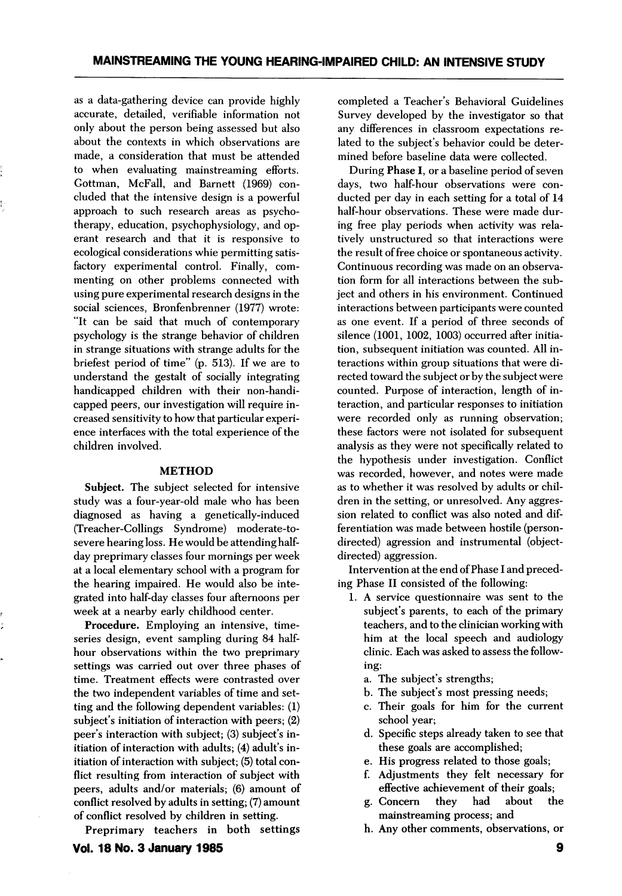as a data-gathering device can provide highly accurate, detailed, verifiable information not only about the person being assessed but also about the contexts in which observations are made, a consideration that must be attended to when evaluating mainstreaming efforts. Gottman, McFall, and Barnett (1969) concluded that the intensive design is a powerful approach to such research areas as psychotherapy, education, psychophysiology, and operant research and that it is responsive to ecological considerations whie permitting satisfactory experimental control. Finally, commenting on other problems connected with using pure experimental research designs in the social sciences, Bronfenbrenner (1977) wrote: "It can be said that much of contemporary psychology is the strange behavior of children in strange situations with strange adults for the briefest period of time" (p. 513). If we are to understand the gestalt of socially integrating handicapped children with their non-handicapped peers, our investigation will require increased sensitivity to how that particular experience interfaces with the total experience of the children involved.

## METHOD

**Subject.** The subject selected for intensive study was a four-year-old male who has been diagnosed as having a genetically-induced (Treacher-Collings Syndrome) moderate-to-severe hearing loss. He would be attending half-day preprimary classes four mornings per week at a local elementary school with a program for the hearing impaired. He would also be integrated into half-day classes four afternoons per week at a nearby early childhood center.

**Procedure.** Employing an intensive, time-series design, event sampling during 84 half-hour observations within the two preprimary settings was carried out over three phases of time. Treatment effects were contrasted over the two independent variables of time and setting and the following dependent variables: (1) subject's initiation of interaction with peers; (2) peer's interaction with subject; (3) subject's initiation of interaction with adults; (4) adult's initiation of interaction with subject; (5) total conflict resulting from interaction of subject with peers, adults and/or materials; (6) amount of conflict resolved by adults in setting; (7) amount of conflict resolved by children in setting.

Preprimary teachers in both settings completed a Teacher's Behavioral Guidelines Survey developed by the investigator so that any differences in classroom expectations related to the subject's behavior could be determined before baseline data were collected.

During **Phase I**, or a baseline period of seven days, two half-hour observations were conducted per day in each setting for a total of 14 half-hour observations. These were made during free play periods when activity was relatively unstructured so that interactions were the result of free choice or spontaneous activity. Continuous recording was made on an observation form for all interactions between the subject and others in his environment. Continued interactions between participants were counted as one event. If a period of three seconds of silence (1001, 1002, 1003) occurred after initiation, subsequent initiation was counted. All interactions within group situations that were directed toward the subject or by the subject were counted. Purpose of interaction, length of interaction, and particular responses to initiation were recorded only as running observation; these factors were not isolated for subsequent analysis as they were not specifically related to the hypothesis under investigation. Conflict was recorded, however, and notes were made as to whether it was resolved by adults or children in the setting, or unresolved. Any aggression related to conflict was also noted and differentiation was made between hostile (person-directed) agression and instrumental (object-directed) aggression.

Intervention at the end of Phase I and preceding Phase II consisted of the following:

1. A service questionnaire was sent to the subject's parents, to each of the primary teachers, and to the clinician working with him at the local speech and audiology clinic. Each was asked to assess the following:
   a. The subject's strengths;
   b. The subject's most pressing needs;
   c. Their goals for him for the current school year;
   d. Specific steps already taken to see that these goals are accomplished;
   e. His progress related to those goals;
   f. Adjustments they felt necessary for effective achievement of their goals;
   g. Concern they had about the mainstreaming process; and
   h. Any other comments, observations, or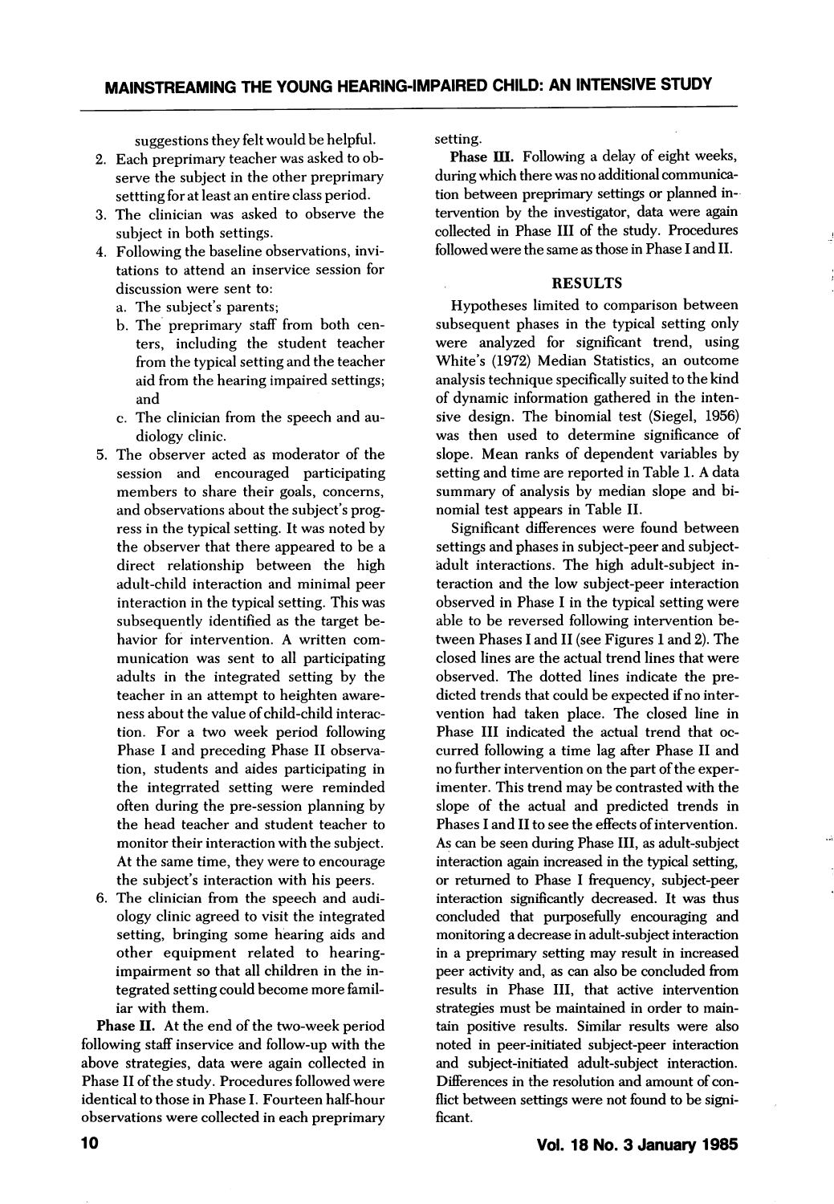suggestions they felt would be helpful.

2. Each preprimary teacher was asked to observe the subject in the other preprimary settting for at least an entire class period.
3. The clinician was asked to observe the subject in both settings.
4. Following the baseline observations, invitations to attend an inservice session for discussion were sent to:
   a. The subject's parents;
   b. The preprimary staff from both centers, including the student teacher from the typical setting and the teacher aid from the hearing impaired settings; and
   c. The clinician from the speech and audiology clinic.
5. The observer acted as moderator of the session and encouraged participating members to share their goals, concerns, and observations about the subject's progress in the typical setting. It was noted by the observer that there appeared to be a direct relationship between the high adult-child interaction and minimal peer interaction in the typical setting. This was subsequently identified as the target behavior for intervention. A written communication was sent to all participating adults in the integrated setting by the teacher in an attempt to heighten awareness about the value of child-child interaction. For a two week period following Phase I and preceding Phase II observation, students and aides participating in the integrrated setting were reminded often during the pre-session planning by the head teacher and student teacher to monitor their interaction with the subject. At the same time, they were to encourage the subject's interaction with his peers.
6. The clinician from the speech and audiology clinic agreed to visit the integrated setting, bringing some hearing aids and other equipment related to hearing-impairment so that all children in the integrated setting could become more familiar with them.

**Phase II.** At the end of the two-week period following staff inservice and follow-up with the above strategies, data were again collected in Phase II of the study. Procedures followed were identical to those in Phase I. Fourteen half-hour observations were collected in each preprimary setting.

**Phase III.** Following a delay of eight weeks, during which there was no additional communication between preprimary settings or planned intervention by the investigator, data were again collected in Phase III of the study. Procedures followed were the same as those in Phase I and II.

## RESULTS

Hypotheses limited to comparison between subsequent phases in the typical setting only were analyzed for significant trend, using White's (1972) Median Statistics, an outcome analysis technique specifically suited to the kind of dynamic information gathered in the intensive design. The binomial test (Siegel, 1956) was then used to determine significance of slope. Mean ranks of dependent variables by setting and time are reported in Table 1. A data summary of analysis by median slope and binomial test appears in Table II.

Significant differences were found between settings and phases in subject-peer and subject-adult interactions. The high adult-subject interaction and the low subject-peer interaction observed in Phase I in the typical setting were able to be reversed following intervention between Phases I and II (see Figures 1 and 2). The closed lines are the actual trend lines that were observed. The dotted lines indicate the predicted trends that could be expected if no intervention had taken place. The closed line in Phase III indicated the actual trend that occurred following a time lag after Phase II and no further intervention on the part of the experimenter. This trend may be contrasted with the slope of the actual and predicted trends in Phases I and II to see the effects of intervention. As can be seen during Phase III, as adult-subject interaction again increased in the typical setting, or returned to Phase I frequency, subject-peer interaction significantly decreased. It was thus concluded that purposefully encouraging and monitoring a decrease in adult-subject interaction in a preprimary setting may result in increased peer activity and, as can also be concluded from results in Phase III, that active intervention strategies must be maintained in order to maintain positive results. Similar results were also noted in peer-initiated subject-peer interaction and subject-initiated adult-subject interaction. Differences in the resolution and amount of conflict between settings were not found to be significant.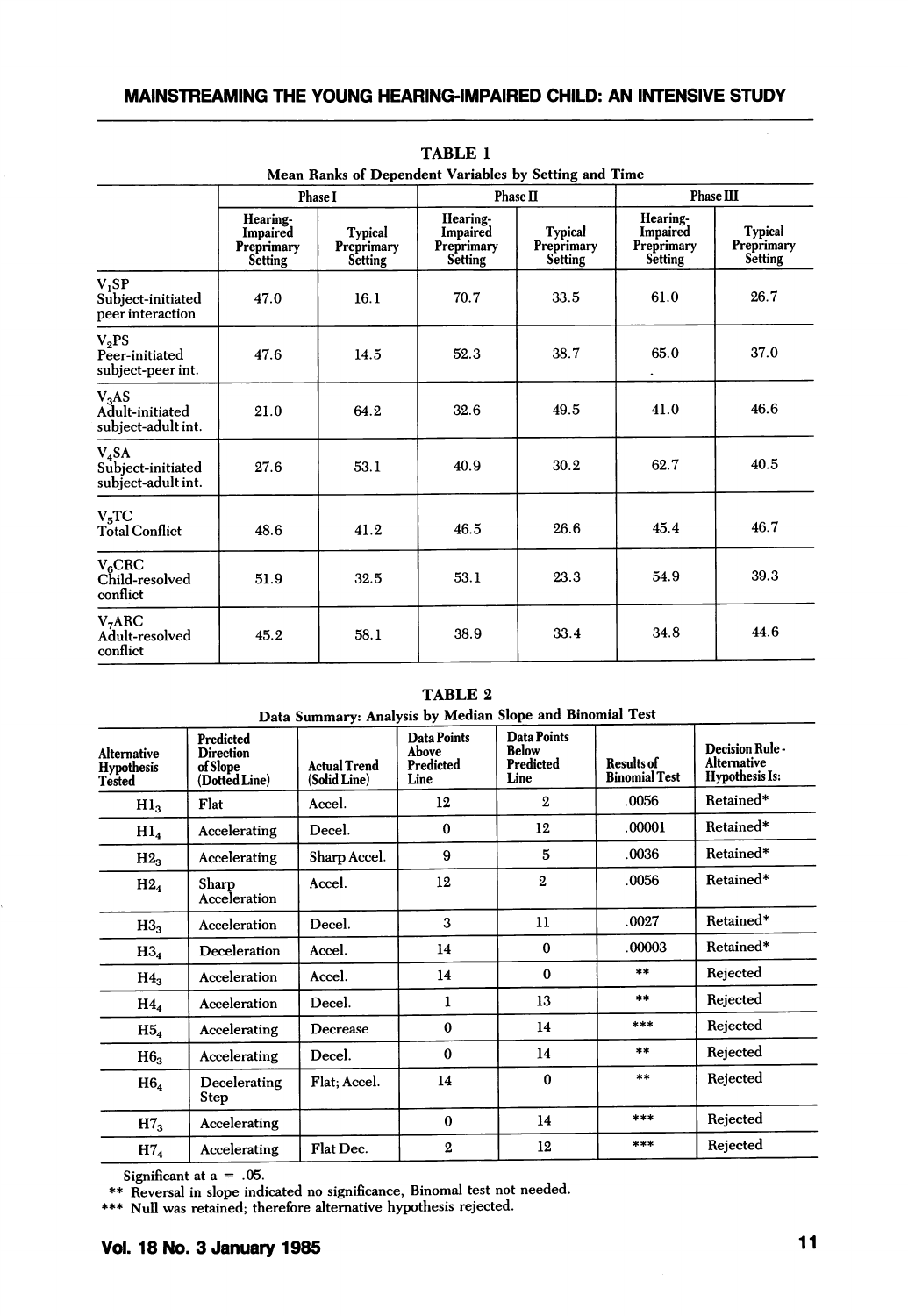**TABLE 1**

**Mean Ranks of Dependent Variables by Setting and Time**

| | Phase I | | Phase II | | Phase III | |
|---|---|---|---|---|---|---|
| | Hearing-Impaired Preprimary Setting | Typical Preprimary Setting | Hearing-Impaired Preprimary Setting | Typical Preprimary Setting | Hearing-Impaired Preprimary Setting | Typical Preprimary Setting |
| $V_1$SP Subject-initiated peer interaction | 47.0 | 16.1 | 70.7 | 33.5 | 61.0 | 26.7 |
| $V_2$PS Peer-initiated subject-peer int. | 47.6 | 14.5 | 52.3 | 38.7 | 65.0 | 37.0 |
| $V_3$AS Adult-initiated subject-adult int. | 21.0 | 64.2 | 32.6 | 49.5 | 41.0 | 46.6 |
| $V_4$SA Subject-initiated subject-adult int. | 27.6 | 53.1 | 40.9 | 30.2 | 62.7 | 40.5 |
| $V_5$TC Total Conflict | 48.6 | 41.2 | 46.5 | 26.6 | 45.4 | 46.7 |
| $V_6$CRC Child-resolved conflict | 51.9 | 32.5 | 53.1 | 23.3 | 54.9 | 39.3 |
| $V_7$ARC Adult-resolved conflict | 45.2 | 58.1 | 38.9 | 33.4 | 34.8 | 44.6 |

**TABLE 2**

**Data Summary: Analysis by Median Slope and Binomial Test**

| Alternative Hypothesis Tested | Predicted Direction of Slope (Dotted Line) | Actual Trend (Solid Line) | Data Points Above Predicted Line | Data Points Below Predicted Line | Results of Binomial Test | Decision Rule - Alternative Hypothesis Is: |
|---|---|---|---|---|---|---|
| $H1_3$ | Flat | Accel. | 12 | 2 | .0056 | Retained* |
| $H1_4$ | Accelerating | Decel. | 0 | 12 | .00001 | Retained* |
| $H2_3$ | Accelerating | Sharp Accel. | 9 | 5 | .0036 | Retained* |
| $H2_4$ | Sharp Acceleration | Accel. | 12 | 2 | .0056 | Retained* |
| $H3_3$ | Acceleration | Decel. | 3 | 11 | .0027 | Retained* |
| $H3_4$ | Deceleration | Accel. | 14 | 0 | .00003 | Retained* |
| $H4_3$ | Acceleration | Accel. | 14 | 0 | ** | Rejected |
| $H4_4$ | Acceleration | Decel. | 1 | 13 | ** | Rejected |
| $H5_4$ | Accelerating | Decrease | 0 | 14 | *** | Rejected |
| $H6_3$ | Accelerating | Decel. | 0 | 14 | ** | Rejected |
| $H6_4$ | Decelerating Step | Flat; Accel. | 14 | 0 | ** | Rejected |
| $H7_3$ | Accelerating | | 0 | 14 | *** | Rejected |
| $H7_4$ | Accelerating | Flat Dec. | 2 | 12 | *** | Rejected |

Significant at a = .05.
** Reversal in slope indicated no significance, Binomal test not needed.
*** Null was retained; therefore alternative hypothesis rejected.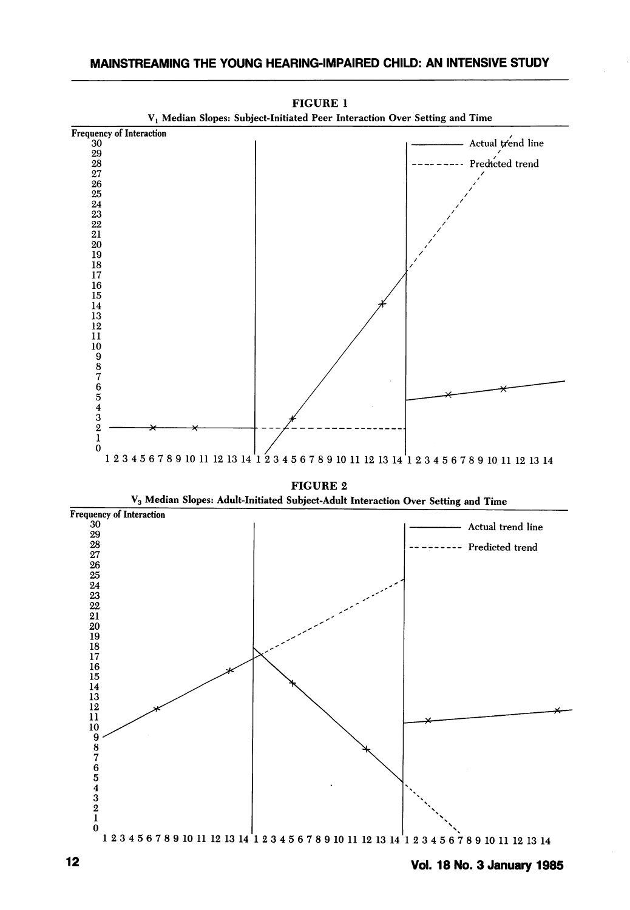FIGURE 1

$V_1$ Median Slopes: Subject-Initiated Peer Interaction Over Setting and Time

FIGURE 2

$V_3$ Median Slopes: Adult-Initiated Subject-Adult Interaction Over Setting and Time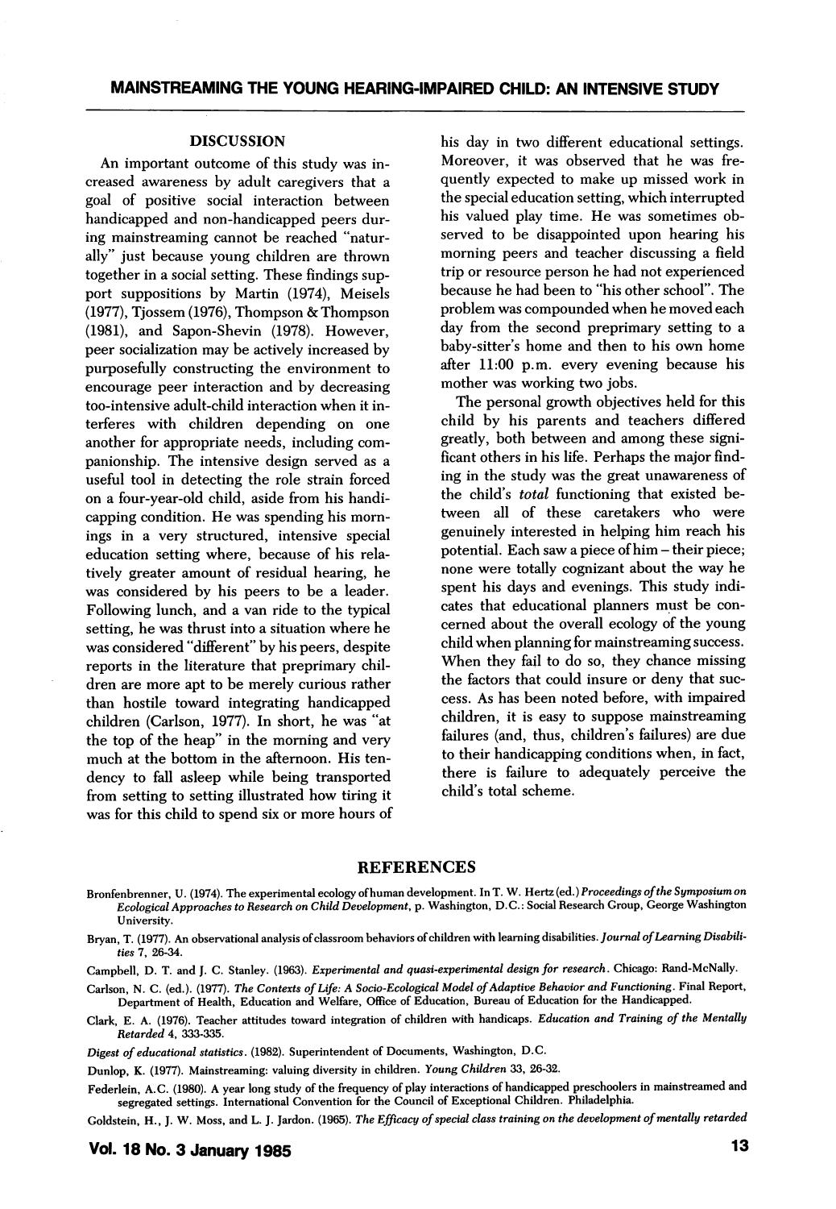## DISCUSSION

An important outcome of this study was increased awareness by adult caregivers that a goal of positive social interaction between handicapped and non-handicapped peers during mainstreaming cannot be reached "naturally" just because young children are thrown together in a social setting. These findings support suppositions by Martin (1974), Meisels (1977), Tjossem (1976), Thompson & Thompson (1981), and Sapon-Shevin (1978). However, peer socialization may be actively increased by purposefully constructing the environment to encourage peer interaction and by decreasing too-intensive adult-child interaction when it interferes with children depending on one another for appropriate needs, including companionship. The intensive design served as a useful tool in detecting the role strain forced on a four-year-old child, aside from his handicapping condition. He was spending his mornings in a very structured, intensive special education setting where, because of his relatively greater amount of residual hearing, he was considered by his peers to be a leader. Following lunch, and a van ride to the typical setting, he was thrust into a situation where he was considered "different" by his peers, despite reports in the literature that preprimary children are more apt to be merely curious rather than hostile toward integrating handicapped children (Carlson, 1977). In short, he was "at the top of the heap" in the morning and very much at the bottom in the afternoon. His tendency to fall asleep while being transported from setting to setting illustrated how tiring it was for this child to spend six or more hours of his day in two different educational settings. Moreover, it was observed that he was frequently expected to make up missed work in the special education setting, which interrupted his valued play time. He was sometimes observed to be disappointed upon hearing his morning peers and teacher discussing a field trip or resource person he had not experienced because he had been to "his other school". The problem was compounded when he moved each day from the second preprimary setting to a baby-sitter's home and then to his own home after 11:00 p.m. every evening because his mother was working two jobs.

The personal growth objectives held for this child by his parents and teachers differed greatly, both between and among these significant others in his life. Perhaps the major finding in the study was the great unawareness of the child's *total* functioning that existed between all of these caretakers who were genuinely interested in helping him reach his potential. Each saw a piece of him – their piece; none were totally cognizant about the way he spent his days and evenings. This study indicates that educational planners must be concerned about the overall ecology of the young child when planning for mainstreaming success. When they fail to do so, they chance missing the factors that could insure or deny that success. As has been noted before, with impaired children, it is easy to suppose mainstreaming failures (and, thus, children's failures) are due to their handicapping conditions when, in fact, there is failure to adequately perceive the child's total scheme.

## REFERENCES

Bronfenbrenner, U. (1974). The experimental ecology of human development. In T. W. Hertz (ed.) *Proceedings of the Symposium on Ecological Approaches to Research on Child Development*, p. Washington, D.C.: Social Research Group, George Washington University.

Bryan, T. (1977). An observational analysis of classroom behaviors of children with learning disabilities. *Journal of Learning Disabilities* 7, 26-34.

Campbell, D. T. and J. C. Stanley. (1963). *Experimental and quasi-experimental design for research*. Chicago: Rand-McNally.

Carlson, N. C. (ed.). (1977). *The Contexts of Life: A Socio-Ecological Model of Adaptive Behavior and Functioning*. Final Report, Department of Health, Education and Welfare, Office of Education, Bureau of Education for the Handicapped.

Clark, E. A. (1976). Teacher attitudes toward integration of children with handicaps. *Education and Training of the Mentally Retarded* 4, 333-335.

*Digest of educational statistics*. (1982). Superintendent of Documents, Washington, D.C.

Dunlop, K. (1977). Mainstreaming: valuing diversity in children. *Young Children* 33, 26-32.

Federlein, A.C. (1980). A year long study of the frequency of play interactions of handicapped preschoolers in mainstreamed and segregated settings. International Convention for the Council of Exceptional Children. Philadelphia.

Goldstein, H., J. W. Moss, and L. J. Jardon. (1965). *The Efficacy of special class training on the development of mentally retarded*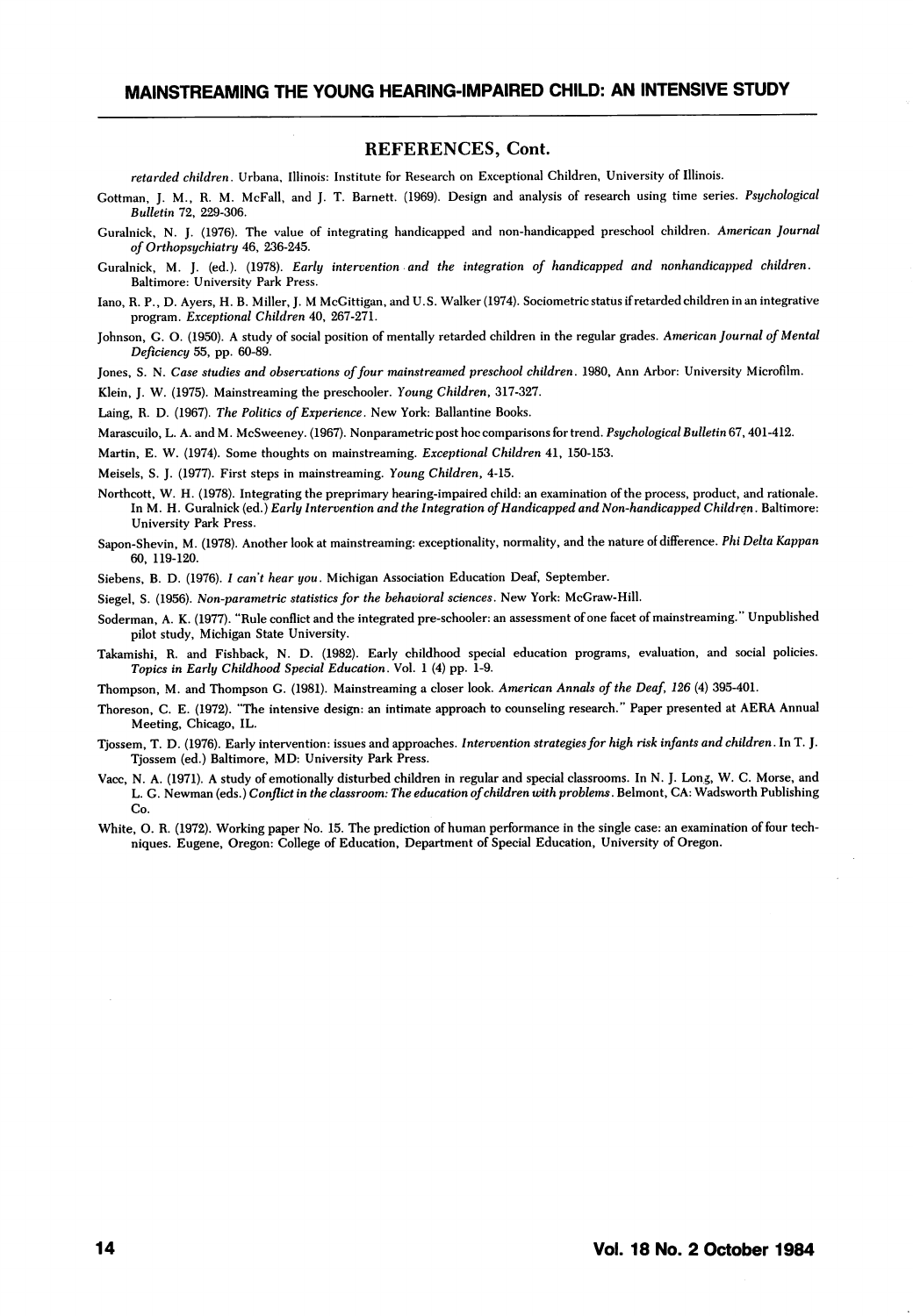## REFERENCES, Cont.

*retarded children*. Urbana, Illinois: Institute for Research on Exceptional Children, University of Illinois.

Gottman, J. M., R. M. McFall, and J. T. Barnett. (1969). Design and analysis of research using time series. *Psychological Bulletin* 72, 229-306.

Guralnick, N. J. (1976). The value of integrating handicapped and non-handicapped preschool children. *American Journal of Orthopsychiatry* 46, 236-245.

Guralnick, M. J. (ed.). (1978). *Early intervention and the integration of handicapped and nonhandicapped children*. Baltimore: University Park Press.

Iano, R. P., D. Ayers, H. B. Miller, J. M McGittigan, and U.S. Walker (1974). Sociometric status if retarded children in an integrative program. *Exceptional Children* 40, 267-271.

Johnson, G. O. (1950). A study of social position of mentally retarded children in the regular grades. *American Journal of Mental Deficiency* 55, pp. 60-89.

Jones, S. N. *Case studies and observations of four mainstreamed preschool children*. 1980, Ann Arbor: University Microfilm.

Klein, J. W. (1975). Mainstreaming the preschooler. *Young Children*, 317-327.

Laing, R. D. (1967). *The Politics of Experience*. New York: Ballantine Books.

Marascuilo, L. A. and M. McSweeney. (1967). Nonparametric post hoc comparisons for trend. *Psychological Bulletin* 67, 401-412.

Martin, E. W. (1974). Some thoughts on mainstreaming. *Exceptional Children* 41, 150-153.

Meisels, S. J. (1977). First steps in mainstreaming. *Young Children*, 4-15.

Northcott, W. H. (1978). Integrating the preprimary hearing-impaired child: an examination of the process, product, and rationale. In M. H. Guralnick (ed.) *Early Intervention and the Integration of Handicapped and Non-handicapped Children*. Baltimore: University Park Press.

Sapon-Shevin, M. (1978). Another look at mainstreaming: exceptionality, normality, and the nature of difference. *Phi Delta Kappan* 60, 119-120.

Siebens, B. D. (1976). *I can't hear you*. Michigan Association Education Deaf, September.

Siegel, S. (1956). *Non-parametric statistics for the behavioral sciences*. New York: McGraw-Hill.

Soderman, A. K. (1977). "Rule conflict and the integrated pre-schooler: an assessment of one facet of mainstreaming." Unpublished pilot study, Michigan State University.

Takamishi, R. and Fishback, N. D. (1982). Early childhood special education programs, evaluation, and social policies. *Topics in Early Childhood Special Education*. Vol. 1 (4) pp. 1-9.

Thompson, M. and Thompson G. (1981). Mainstreaming a closer look. *American Annals of the Deaf, 126* (4) 395-401.

Thoreson, C. E. (1972). "The intensive design: an intimate approach to counseling research." Paper presented at AERA Annual Meeting, Chicago, IL.

Tjossem, T. D. (1976). Early intervention: issues and approaches. *Intervention strategies for high risk infants and children*. In T. J. Tjossem (ed.) Baltimore, MD: University Park Press.

Vacc, N. A. (1971). A study of emotionally disturbed children in regular and special classrooms. In N. J. Long, W. C. Morse, and L. G. Newman (eds.) *Conflict in the classroom: The education of children with problems*. Belmont, CA: Wadsworth Publishing Co.

White, O. R. (1972). Working paper No. 15. The prediction of human performance in the single case: an examination of four techniques. Eugene, Oregon: College of Education, Department of Special Education, University of Oregon.